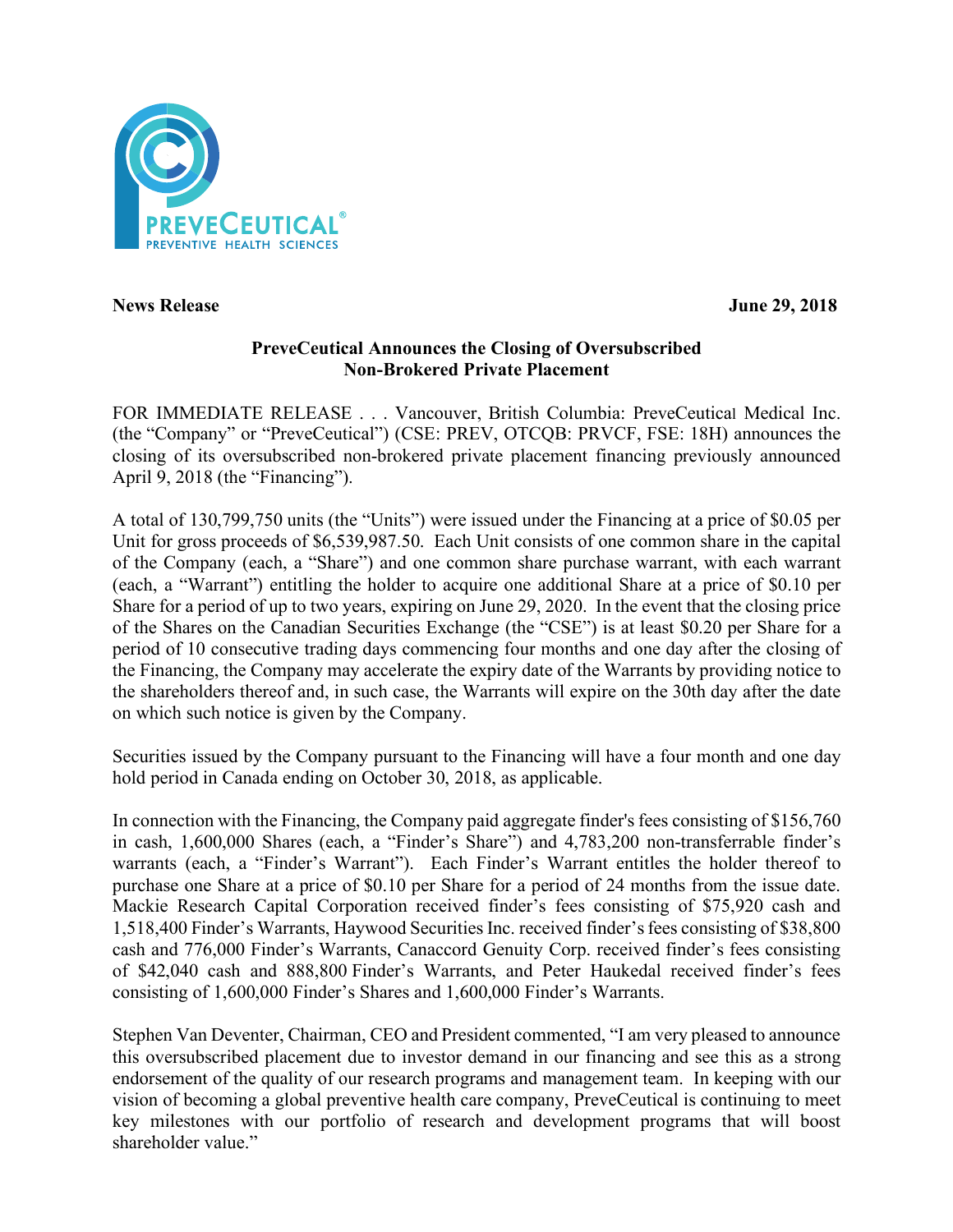**News Release** **June 29, 2018**

# PreveCeutical Announces the Closing of Oversubscribed Non-Brokered Private Placement

FOR IMMEDIATE RELEASE . . . Vancouver, British Columbia: PreveCeutical Medical Inc. (the "Company" or "PreveCeutical") (CSE: PREV, OTCQB: PRVCF, FSE: 18H) announces the closing of its oversubscribed non-brokered private placement financing previously announced April 9, 2018 (the "Financing").

A total of 130,799,750 units (the "Units") were issued under the Financing at a price of $0.05 per Unit for gross proceeds of $6,539,987.50. Each Unit consists of one common share in the capital of the Company (each, a "Share") and one common share purchase warrant, with each warrant (each, a "Warrant") entitling the holder to acquire one additional Share at a price of $0.10 per Share for a period of up to two years, expiring on June 29, 2020. In the event that the closing price of the Shares on the Canadian Securities Exchange (the "CSE") is at least $0.20 per Share for a period of 10 consecutive trading days commencing four months and one day after the closing of the Financing, the Company may accelerate the expiry date of the Warrants by providing notice to the shareholders thereof and, in such case, the Warrants will expire on the 30th day after the date on which such notice is given by the Company.

Securities issued by the Company pursuant to the Financing will have a four month and one day hold period in Canada ending on October 30, 2018, as applicable.

In connection with the Financing, the Company paid aggregate finder's fees consisting of $156,760 in cash, 1,600,000 Shares (each, a "Finder's Share") and 4,783,200 non-transferrable finder's warrants (each, a "Finder's Warrant"). Each Finder's Warrant entitles the holder thereof to purchase one Share at a price of $0.10 per Share for a period of 24 months from the issue date. Mackie Research Capital Corporation received finder's fees consisting of $75,920 cash and 1,518,400 Finder's Warrants, Haywood Securities Inc. received finder's fees consisting of $38,800 cash and 776,000 Finder's Warrants, Canaccord Genuity Corp. received finder's fees consisting of $42,040 cash and 888,800 Finder's Warrants, and Peter Haukedal received finder's fees consisting of 1,600,000 Finder's Shares and 1,600,000 Finder's Warrants.

Stephen Van Deventer, Chairman, CEO and President commented, "I am very pleased to announce this oversubscribed placement due to investor demand in our financing and see this as a strong endorsement of the quality of our research programs and management team. In keeping with our vision of becoming a global preventive health care company, PreveCeutical is continuing to meet key milestones with our portfolio of research and development programs that will boost shareholder value."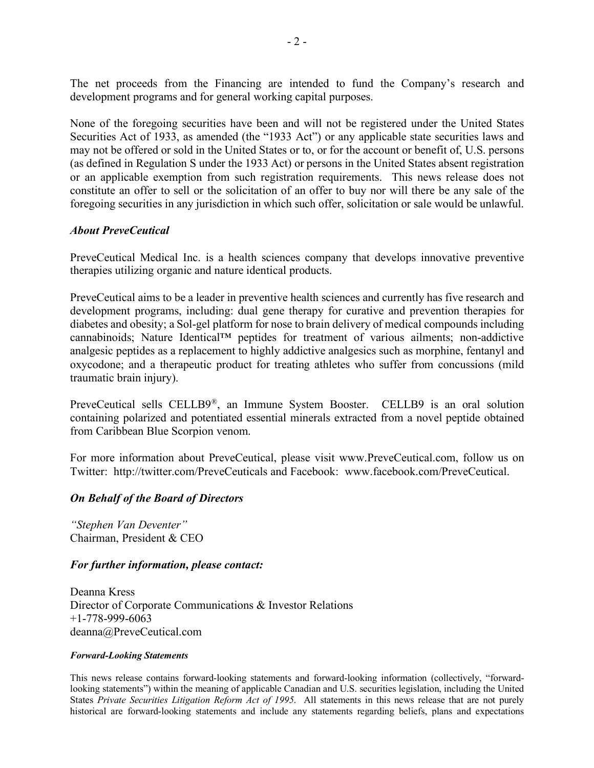The net proceeds from the Financing are intended to fund the Company's research and development programs and for general working capital purposes.

None of the foregoing securities have been and will not be registered under the United States Securities Act of 1933, as amended (the "1933 Act") or any applicable state securities laws and may not be offered or sold in the United States or to, or for the account or benefit of, U.S. persons (as defined in Regulation S under the 1933 Act) or persons in the United States absent registration or an applicable exemption from such registration requirements. This news release does not constitute an offer to sell or the solicitation of an offer to buy nor will there be any sale of the foregoing securities in any jurisdiction in which such offer, solicitation or sale would be unlawful.

### *About PreveCeutical*

PreveCeutical Medical Inc. is a health sciences company that develops innovative preventive therapies utilizing organic and nature identical products.

PreveCeutical aims to be a leader in preventive health sciences and currently has five research and development programs, including: dual gene therapy for curative and prevention therapies for diabetes and obesity; a Sol-gel platform for nose to brain delivery of medical compounds including cannabinoids; Nature Identical™ peptides for treatment of various ailments; non-addictive analgesic peptides as a replacement to highly addictive analgesics such as morphine, fentanyl and oxycodone; and a therapeutic product for treating athletes who suffer from concussions (mild traumatic brain injury).

PreveCeutical sells CELLB9®, an Immune System Booster. CELLB9 is an oral solution containing polarized and potentiated essential minerals extracted from a novel peptide obtained from Caribbean Blue Scorpion venom.

For more information about PreveCeutical, please visit www.PreveCeutical.com, follow us on Twitter: http://twitter.com/PreveCeuticals and Facebook: www.facebook.com/PreveCeutical.

### ***On Behalf of the Board of Directors***

*"Stephen Van Deventer"*
Chairman, President & CEO

### ***For further information, please contact:***

Deanna Kress
Director of Corporate Communications & Investor Relations
+1-778-999-6063
deanna@PreveCeutical.com

#### ***Forward-Looking Statements***

This news release contains forward-looking statements and forward-looking information (collectively, "forward-looking statements") within the meaning of applicable Canadian and U.S. securities legislation, including the United States *Private Securities Litigation Reform Act of 1995*. All statements in this news release that are not purely historical are forward-looking statements and include any statements regarding beliefs, plans and expectations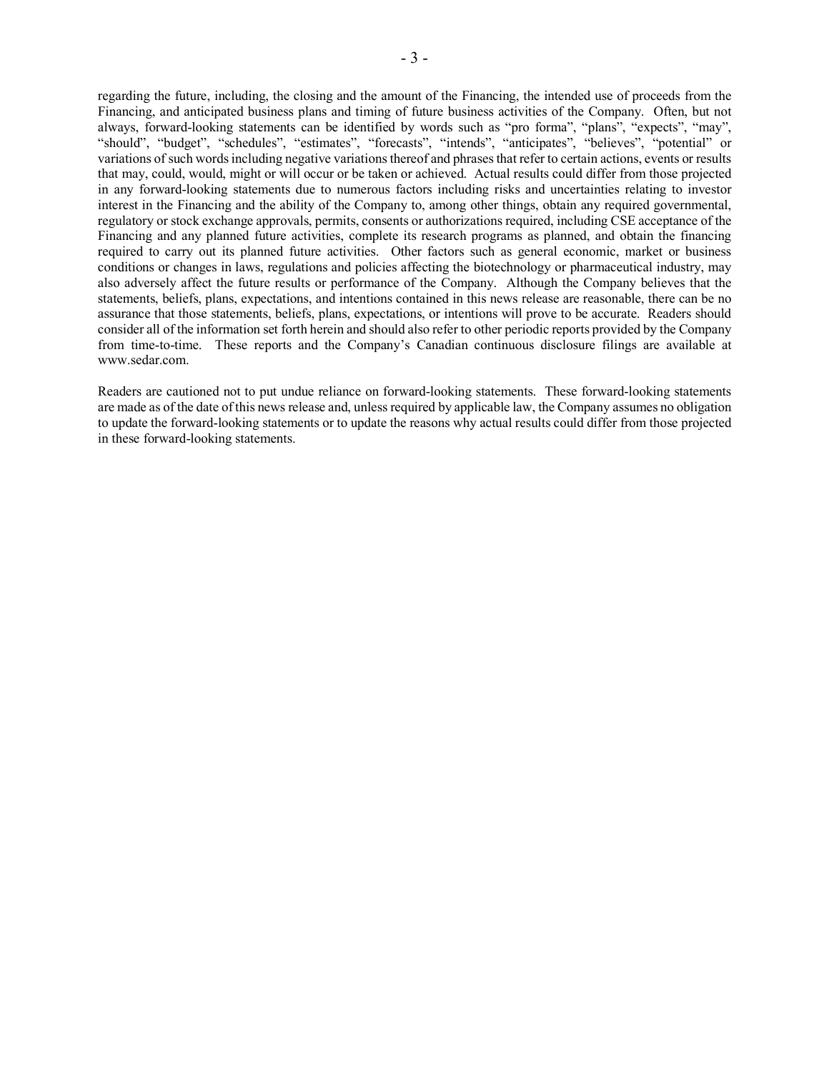regarding the future, including, the closing and the amount of the Financing, the intended use of proceeds from the Financing, and anticipated business plans and timing of future business activities of the Company. Often, but not always, forward-looking statements can be identified by words such as "pro forma", "plans", "expects", "may", "should", "budget", "schedules", "estimates", "forecasts", "intends", "anticipates", "believes", "potential" or variations of such words including negative variations thereof and phrases that refer to certain actions, events or results that may, could, would, might or will occur or be taken or achieved. Actual results could differ from those projected in any forward-looking statements due to numerous factors including risks and uncertainties relating to investor interest in the Financing and the ability of the Company to, among other things, obtain any required governmental, regulatory or stock exchange approvals, permits, consents or authorizations required, including CSE acceptance of the Financing and any planned future activities, complete its research programs as planned, and obtain the financing required to carry out its planned future activities. Other factors such as general economic, market or business conditions or changes in laws, regulations and policies affecting the biotechnology or pharmaceutical industry, may also adversely affect the future results or performance of the Company. Although the Company believes that the statements, beliefs, plans, expectations, and intentions contained in this news release are reasonable, there can be no assurance that those statements, beliefs, plans, expectations, or intentions will prove to be accurate. Readers should consider all of the information set forth herein and should also refer to other periodic reports provided by the Company from time-to-time. These reports and the Company's Canadian continuous disclosure filings are available at www.sedar.com.

Readers are cautioned not to put undue reliance on forward-looking statements. These forward-looking statements are made as of the date of this news release and, unless required by applicable law, the Company assumes no obligation to update the forward-looking statements or to update the reasons why actual results could differ from those projected in these forward-looking statements.